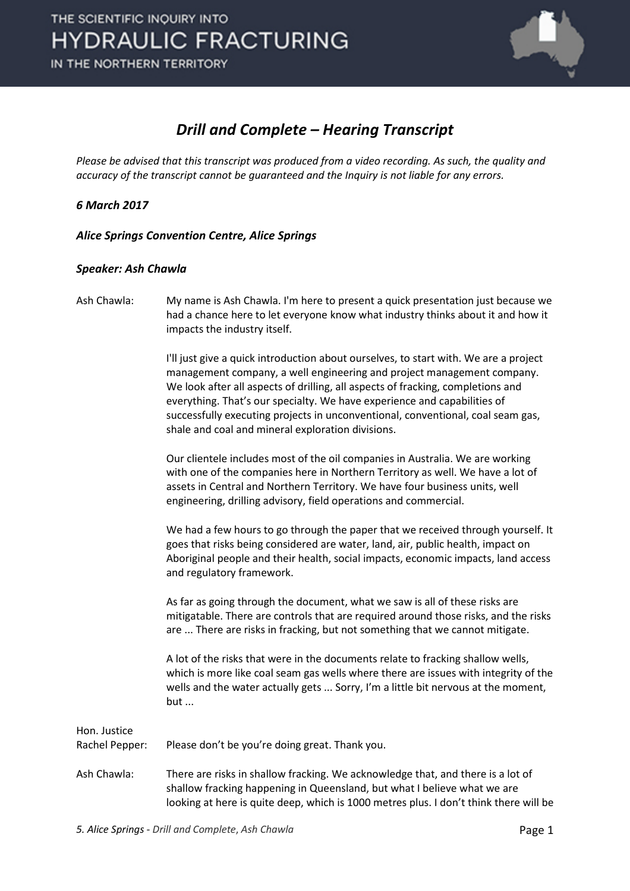# Drill and Complete – Hearing Transcript

*Please be advised that this transcript was produced from a video recording. As such, the quality and accuracy of the transcript cannot be guaranteed and the Inquiry is not liable for any errors.*

***6 March 2017***

***Alice Springs Convention Centre, Alice Springs***

***Speaker: Ash Chawla***

Ash Chawla: My name is Ash Chawla. I'm here to present a quick presentation just because we had a chance here to let everyone know what industry thinks about it and how it impacts the industry itself.

I'll just give a quick introduction about ourselves, to start with. We are a project management company, a well engineering and project management company. We look after all aspects of drilling, all aspects of fracking, completions and everything. That's our specialty. We have experience and capabilities of successfully executing projects in unconventional, conventional, coal seam gas, shale and coal and mineral exploration divisions.

Our clientele includes most of the oil companies in Australia. We are working with one of the companies here in Northern Territory as well. We have a lot of assets in Central and Northern Territory. We have four business units, well engineering, drilling advisory, field operations and commercial.

We had a few hours to go through the paper that we received through yourself. It goes that risks being considered are water, land, air, public health, impact on Aboriginal people and their health, social impacts, economic impacts, land access and regulatory framework.

As far as going through the document, what we saw is all of these risks are mitigatable. There are controls that are required around those risks, and the risks are ... There are risks in fracking, but not something that we cannot mitigate.

A lot of the risks that were in the documents relate to fracking shallow wells, which is more like coal seam gas wells where there are issues with integrity of the wells and the water actually gets ... Sorry, I'm a little bit nervous at the moment, but ...

Hon. Justice Rachel Pepper: Please don't be you're doing great. Thank you.

Ash Chawla: There are risks in shallow fracking. We acknowledge that, and there is a lot of shallow fracking happening in Queensland, but what I believe what we are looking at here is quite deep, which is 1000 metres plus. I don't think there will be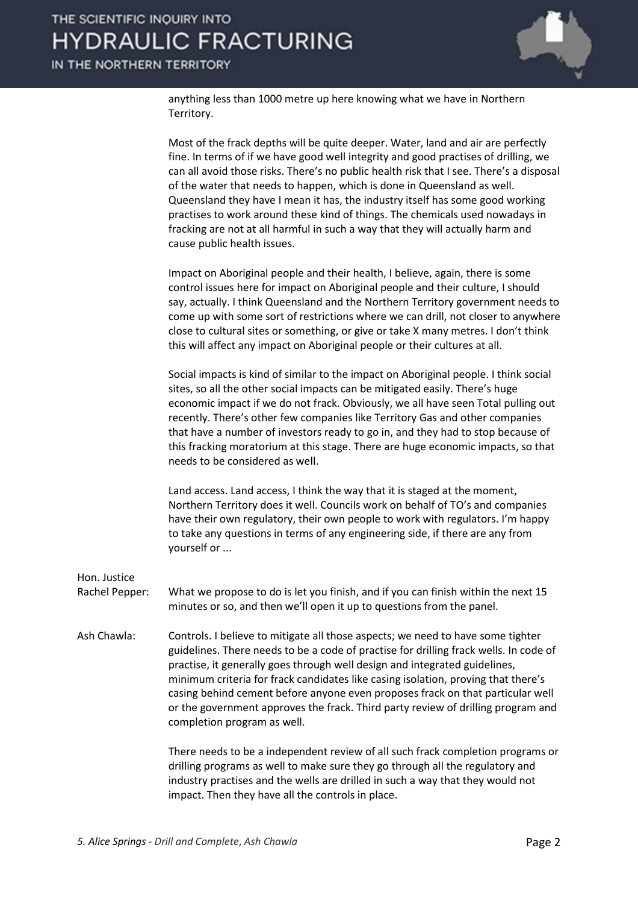anything less than 1000 metre up here knowing what we have in Northern Territory.

Most of the frack depths will be quite deeper. Water, land and air are perfectly fine. In terms of if we have good well integrity and good practises of drilling, we can all avoid those risks. There's no public health risk that I see. There's a disposal of the water that needs to happen, which is done in Queensland as well. Queensland they have I mean it has, the industry itself has some good working practises to work around these kind of things. The chemicals used nowadays in fracking are not at all harmful in such a way that they will actually harm and cause public health issues.

Impact on Aboriginal people and their health, I believe, again, there is some control issues here for impact on Aboriginal people and their culture, I should say, actually. I think Queensland and the Northern Territory government needs to come up with some sort of restrictions where we can drill, not closer to anywhere close to cultural sites or something, or give or take X many metres. I don't think this will affect any impact on Aboriginal people or their cultures at all.

Social impacts is kind of similar to the impact on Aboriginal people. I think social sites, so all the other social impacts can be mitigated easily. There's huge economic impact if we do not frack. Obviously, we all have seen Total pulling out recently. There's other few companies like Territory Gas and other companies that have a number of investors ready to go in, and they had to stop because of this fracking moratorium at this stage. There are huge economic impacts, so that needs to be considered as well.

Land access. Land access, I think the way that it is staged at the moment, Northern Territory does it well. Councils work on behalf of TO's and companies have their own regulatory, their own people to work with regulators. I'm happy to take any questions in terms of any engineering side, if there are any from yourself or ...

**Hon. Justice Rachel Pepper:** What we propose to do is let you finish, and if you can finish within the next 15 minutes or so, and then we'll open it up to questions from the panel.

**Ash Chawla:** Controls. I believe to mitigate all those aspects; we need to have some tighter guidelines. There needs to be a code of practise for drilling frack wells. In code of practise, it generally goes through well design and integrated guidelines, minimum criteria for frack candidates like casing isolation, proving that there's casing behind cement before anyone even proposes frack on that particular well or the government approves the frack. Third party review of drilling program and completion program as well.

There needs to be a independent review of all such frack completion programs or drilling programs as well to make sure they go through all the regulatory and industry practises and the wells are drilled in such a way that they would not impact. Then they have all the controls in place.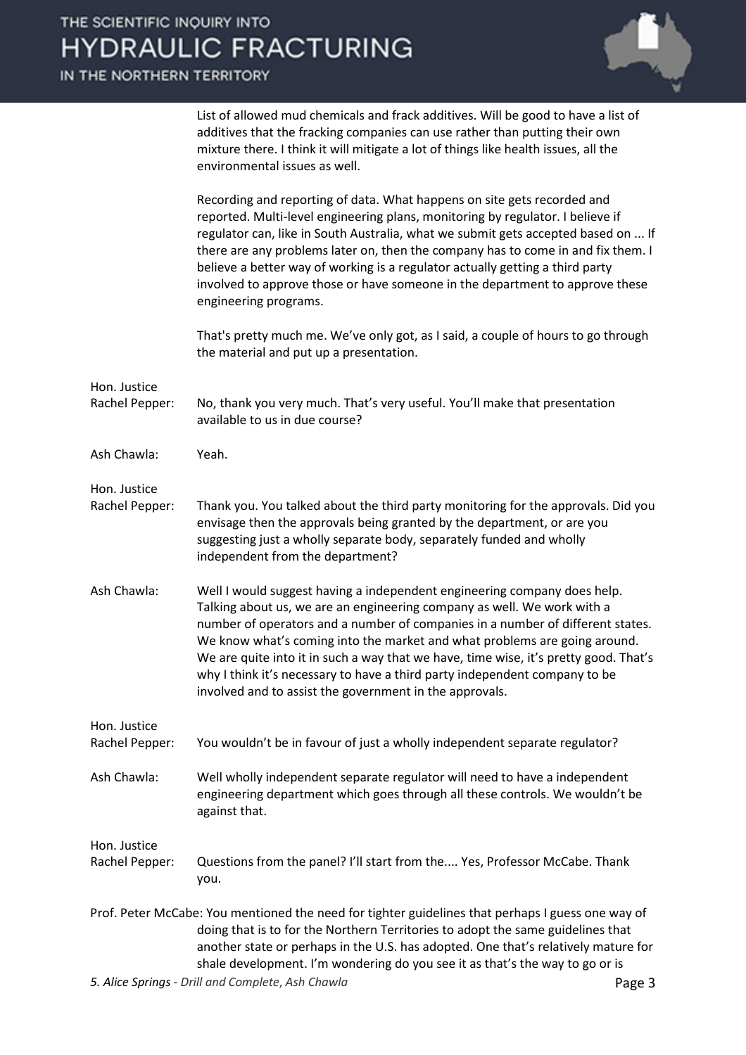List of allowed mud chemicals and frack additives. Will be good to have a list of additives that the fracking companies can use rather than putting their own mixture there. I think it will mitigate a lot of things like health issues, all the environmental issues as well.

Recording and reporting of data. What happens on site gets recorded and reported. Multi-level engineering plans, monitoring by regulator. I believe if regulator can, like in South Australia, what we submit gets accepted based on ... If there are any problems later on, then the company has to come in and fix them. I believe a better way of working is a regulator actually getting a third party involved to approve those or have someone in the department to approve these engineering programs.

That's pretty much me. We've only got, as I said, a couple of hours to go through the material and put up a presentation.

**Hon. Justice Rachel Pepper:** No, thank you very much. That's very useful. You'll make that presentation available to us in due course?

**Ash Chawla:** Yeah.

**Hon. Justice Rachel Pepper:** Thank you. You talked about the third party monitoring for the approvals. Did you envisage then the approvals being granted by the department, or are you suggesting just a wholly separate body, separately funded and wholly independent from the department?

**Ash Chawla:** Well I would suggest having a independent engineering company does help. Talking about us, we are an engineering company as well. We work with a number of operators and a number of companies in a number of different states. We know what's coming into the market and what problems are going around. We are quite into it in such a way that we have, time wise, it's pretty good. That's why I think it's necessary to have a third party independent company to be involved and to assist the government in the approvals.

**Hon. Justice Rachel Pepper:** You wouldn't be in favour of just a wholly independent separate regulator?

**Ash Chawla:** Well wholly independent separate regulator will need to have a independent engineering department which goes through all these controls. We wouldn't be against that.

**Hon. Justice Rachel Pepper:** Questions from the panel? I'll start from the.... Yes, Professor McCabe. Thank you.

**Prof. Peter McCabe:** You mentioned the need for tighter guidelines that perhaps I guess one way of doing that is to for the Northern Territories to adopt the same guidelines that another state or perhaps in the U.S. has adopted. One that's relatively mature for shale development. I'm wondering do you see it as that's the way to go or is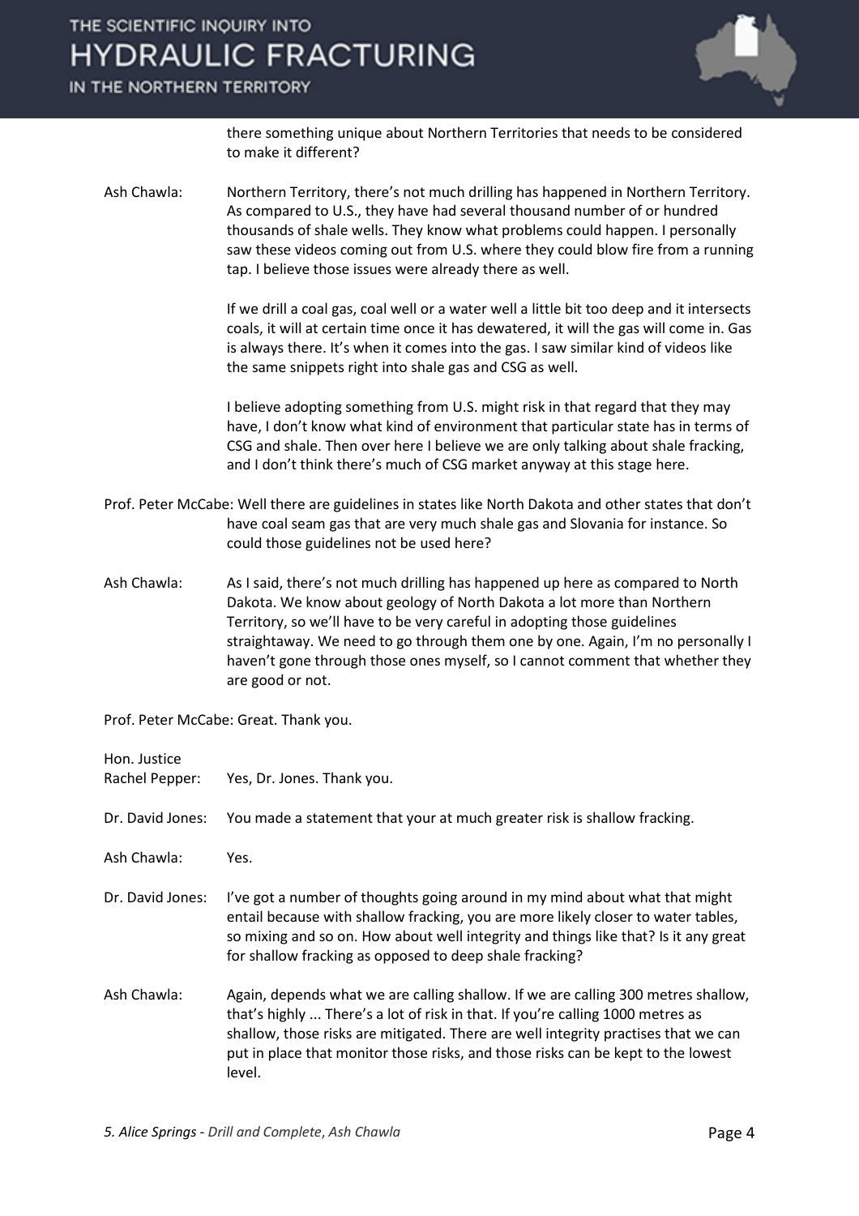there something unique about Northern Territories that needs to be considered to make it different?

Ash Chawla: Northern Territory, there's not much drilling has happened in Northern Territory. As compared to U.S., they have had several thousand number of or hundred thousands of shale wells. They know what problems could happen. I personally saw these videos coming out from U.S. where they could blow fire from a running tap. I believe those issues were already there as well.

If we drill a coal gas, coal well or a water well a little bit too deep and it intersects coals, it will at certain time once it has dewatered, it will the gas will come in. Gas is always there. It's when it comes into the gas. I saw similar kind of videos like the same snippets right into shale gas and CSG as well.

I believe adopting something from U.S. might risk in that regard that they may have, I don't know what kind of environment that particular state has in terms of CSG and shale. Then over here I believe we are only talking about shale fracking, and I don't think there's much of CSG market anyway at this stage here.

Prof. Peter McCabe: Well there are guidelines in states like North Dakota and other states that don't have coal seam gas that are very much shale gas and Slovania for instance. So could those guidelines not be used here?

Ash Chawla: As I said, there's not much drilling has happened up here as compared to North Dakota. We know about geology of North Dakota a lot more than Northern Territory, so we'll have to be very careful in adopting those guidelines straightaway. We need to go through them one by one. Again, I'm no personally I haven't gone through those ones myself, so I cannot comment that whether they are good or not.

Prof. Peter McCabe: Great. Thank you.

Hon. Justice Rachel Pepper: Yes, Dr. Jones. Thank you.

Dr. David Jones: You made a statement that your at much greater risk is shallow fracking.

Ash Chawla: Yes.

Dr. David Jones: I've got a number of thoughts going around in my mind about what that might entail because with shallow fracking, you are more likely closer to water tables, so mixing and so on. How about well integrity and things like that? Is it any great for shallow fracking as opposed to deep shale fracking?

Ash Chawla: Again, depends what we are calling shallow. If we are calling 300 metres shallow, that's highly ... There's a lot of risk in that. If you're calling 1000 metres as shallow, those risks are mitigated. There are well integrity practises that we can put in place that monitor those risks, and those risks can be kept to the lowest level.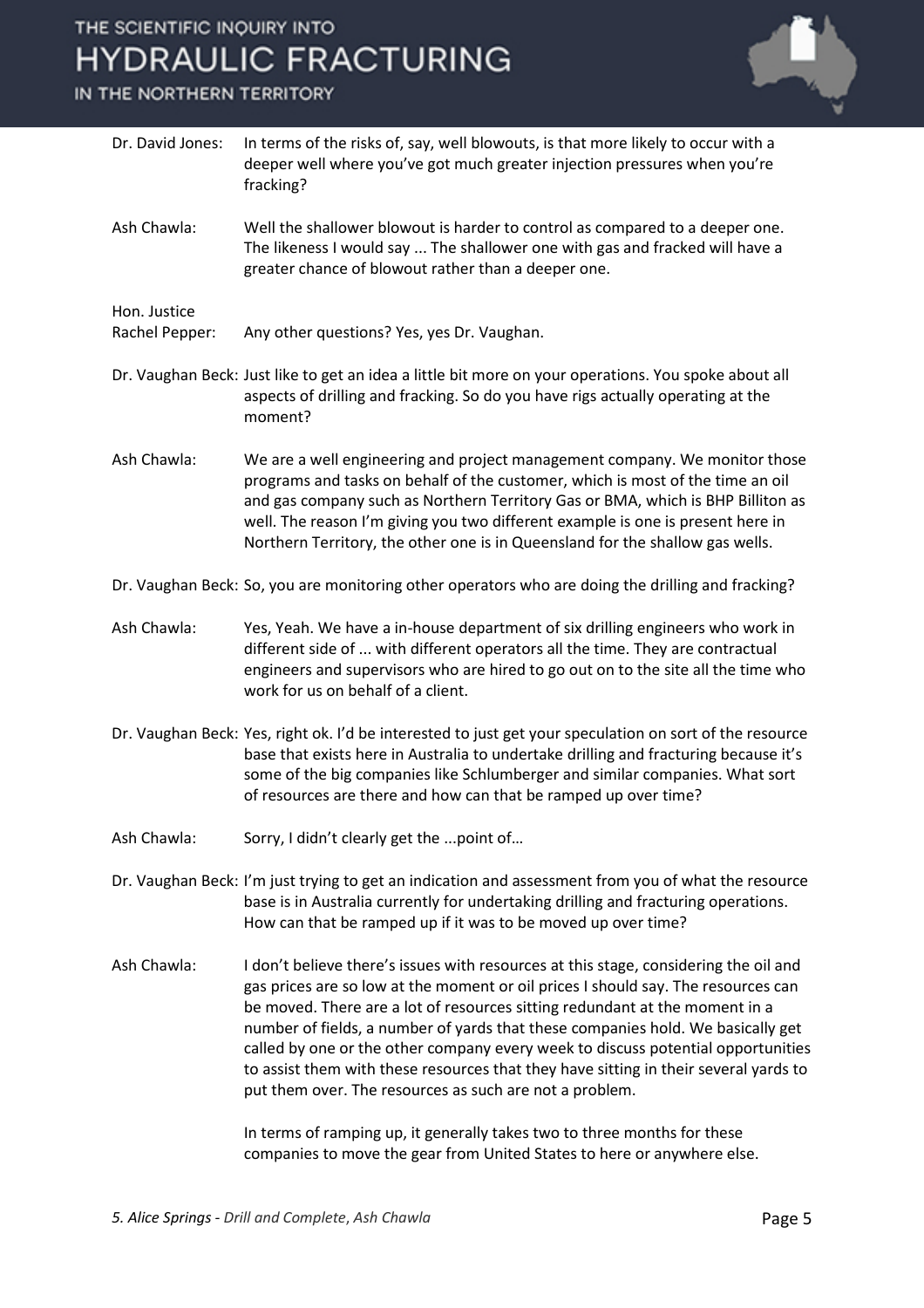**Dr. David Jones:** In terms of the risks of, say, well blowouts, is that more likely to occur with a deeper well where you've got much greater injection pressures when you're fracking?

**Ash Chawla:** Well the shallower blowout is harder to control as compared to a deeper one. The likeness I would say ... The shallower one with gas and fracked will have a greater chance of blowout rather than a deeper one.

**Hon. Justice Rachel Pepper:** Any other questions? Yes, yes Dr. Vaughan.

**Dr. Vaughan Beck:** Just like to get an idea a little bit more on your operations. You spoke about all aspects of drilling and fracking. So do you have rigs actually operating at the moment?

**Ash Chawla:** We are a well engineering and project management company. We monitor those programs and tasks on behalf of the customer, which is most of the time an oil and gas company such as Northern Territory Gas or BMA, which is BHP Billiton as well. The reason I'm giving you two different example is one is present here in Northern Territory, the other one is in Queensland for the shallow gas wells.

**Dr. Vaughan Beck:** So, you are monitoring other operators who are doing the drilling and fracking?

**Ash Chawla:** Yes, Yeah. We have a in-house department of six drilling engineers who work in different side of ... with different operators all the time. They are contractual engineers and supervisors who are hired to go out on to the site all the time who work for us on behalf of a client.

**Dr. Vaughan Beck:** Yes, right ok. I'd be interested to just get your speculation on sort of the resource base that exists here in Australia to undertake drilling and fracturing because it's some of the big companies like Schlumberger and similar companies. What sort of resources are there and how can that be ramped up over time?

**Ash Chawla:** Sorry, I didn't clearly get the ...point of…

**Dr. Vaughan Beck:** I'm just trying to get an indication and assessment from you of what the resource base is in Australia currently for undertaking drilling and fracturing operations. How can that be ramped up if it was to be moved up over time?

**Ash Chawla:** I don't believe there's issues with resources at this stage, considering the oil and gas prices are so low at the moment or oil prices I should say. The resources can be moved. There are a lot of resources sitting redundant at the moment in a number of fields, a number of yards that these companies hold. We basically get called by one or the other company every week to discuss potential opportunities to assist them with these resources that they have sitting in their several yards to put them over. The resources as such are not a problem.

In terms of ramping up, it generally takes two to three months for these companies to move the gear from United States to here or anywhere else.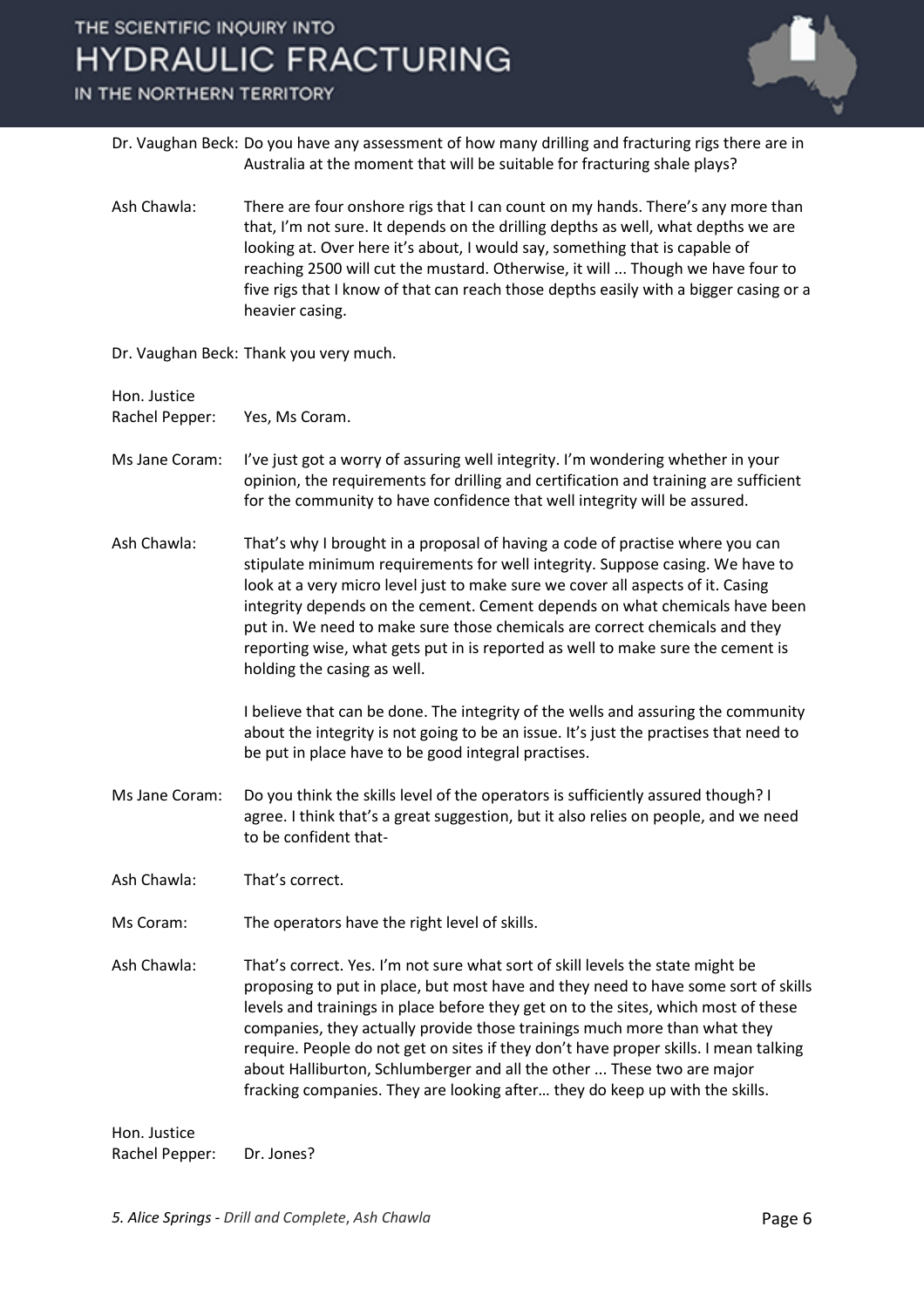Dr. Vaughan Beck: Do you have any assessment of how many drilling and fracturing rigs there are in Australia at the moment that will be suitable for fracturing shale plays?

Ash Chawla: There are four onshore rigs that I can count on my hands. There's any more than that, I'm not sure. It depends on the drilling depths as well, what depths we are looking at. Over here it's about, I would say, something that is capable of reaching 2500 will cut the mustard. Otherwise, it will ... Though we have four to five rigs that I know of that can reach those depths easily with a bigger casing or a heavier casing.

Dr. Vaughan Beck: Thank you very much.

Hon. Justice Rachel Pepper: Yes, Ms Coram.

Ms Jane Coram: I've just got a worry of assuring well integrity. I'm wondering whether in your opinion, the requirements for drilling and certification and training are sufficient for the community to have confidence that well integrity will be assured.

Ash Chawla: That's why I brought in a proposal of having a code of practise where you can stipulate minimum requirements for well integrity. Suppose casing. We have to look at a very micro level just to make sure we cover all aspects of it. Casing integrity depends on the cement. Cement depends on what chemicals have been put in. We need to make sure those chemicals are correct chemicals and they reporting wise, what gets put in is reported as well to make sure the cement is holding the casing as well.

I believe that can be done. The integrity of the wells and assuring the community about the integrity is not going to be an issue. It's just the practises that need to be put in place have to be good integral practises.

Ms Jane Coram: Do you think the skills level of the operators is sufficiently assured though? I agree. I think that's a great suggestion, but it also relies on people, and we need to be confident that-

Ash Chawla: That's correct.

Ms Coram: The operators have the right level of skills.

Ash Chawla: That's correct. Yes. I'm not sure what sort of skill levels the state might be proposing to put in place, but most have and they need to have some sort of skills levels and trainings in place before they get on to the sites, which most of these companies, they actually provide those trainings much more than what they require. People do not get on sites if they don't have proper skills. I mean talking about Halliburton, Schlumberger and all the other ... These two are major fracking companies. They are looking after… they do keep up with the skills.

Hon. Justice Rachel Pepper: Dr. Jones?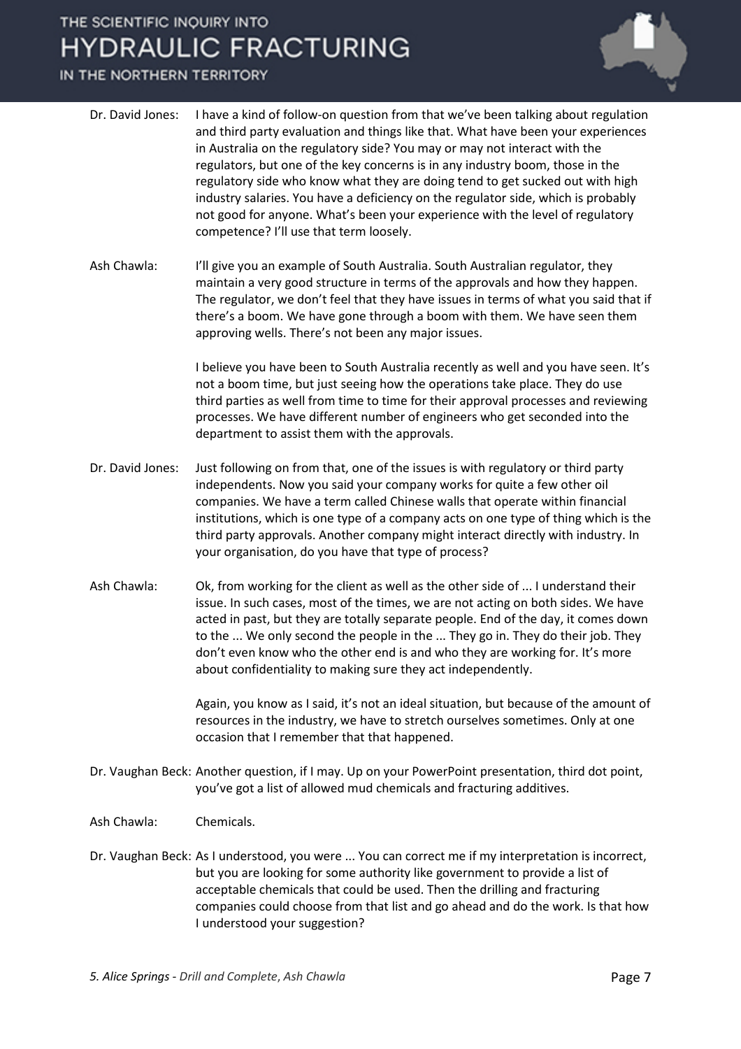Dr. David Jones: I have a kind of follow-on question from that we've been talking about regulation and third party evaluation and things like that. What have been your experiences in Australia on the regulatory side? You may or may not interact with the regulators, but one of the key concerns is in any industry boom, those in the regulatory side who know what they are doing tend to get sucked out with high industry salaries. You have a deficiency on the regulator side, which is probably not good for anyone. What's been your experience with the level of regulatory competence? I'll use that term loosely.

Ash Chawla: I'll give you an example of South Australia. South Australian regulator, they maintain a very good structure in terms of the approvals and how they happen. The regulator, we don't feel that they have issues in terms of what you said that if there's a boom. We have gone through a boom with them. We have seen them approving wells. There's not been any major issues.

I believe you have been to South Australia recently as well and you have seen. It's not a boom time, but just seeing how the operations take place. They do use third parties as well from time to time for their approval processes and reviewing processes. We have different number of engineers who get seconded into the department to assist them with the approvals.

Dr. David Jones: Just following on from that, one of the issues is with regulatory or third party independents. Now you said your company works for quite a few other oil companies. We have a term called Chinese walls that operate within financial institutions, which is one type of a company acts on one type of thing which is the third party approvals. Another company might interact directly with industry. In your organisation, do you have that type of process?

Ash Chawla: Ok, from working for the client as well as the other side of ... I understand their issue. In such cases, most of the times, we are not acting on both sides. We have acted in past, but they are totally separate people. End of the day, it comes down to the ... We only second the people in the ... They go in. They do their job. They don't even know who the other end is and who they are working for. It's more about confidentiality to making sure they act independently.

Again, you know as I said, it's not an ideal situation, but because of the amount of resources in the industry, we have to stretch ourselves sometimes. Only at one occasion that I remember that that happened.

Dr. Vaughan Beck: Another question, if I may. Up on your PowerPoint presentation, third dot point, you've got a list of allowed mud chemicals and fracturing additives.

Ash Chawla: Chemicals.

Dr. Vaughan Beck: As I understood, you were ... You can correct me if my interpretation is incorrect, but you are looking for some authority like government to provide a list of acceptable chemicals that could be used. Then the drilling and fracturing companies could choose from that list and go ahead and do the work. Is that how I understood your suggestion?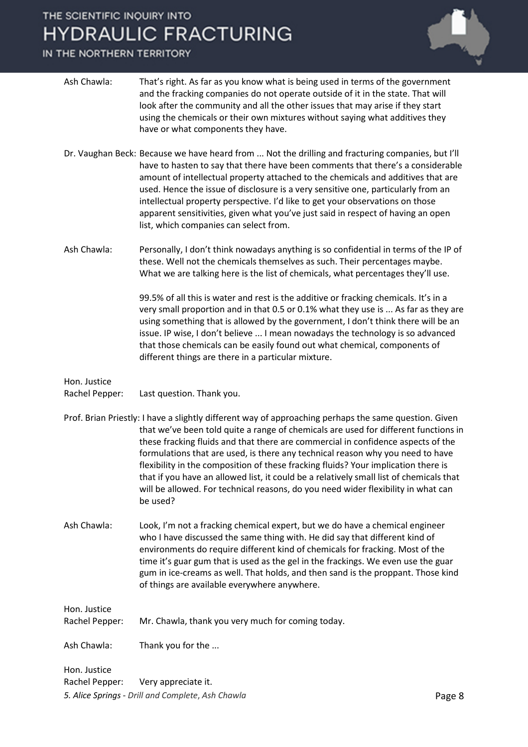Ash Chawla: That's right. As far as you know what is being used in terms of the government and the fracking companies do not operate outside of it in the state. That will look after the community and all the other issues that may arise if they start using the chemicals or their own mixtures without saying what additives they have or what components they have.

Dr. Vaughan Beck: Because we have heard from ... Not the drilling and fracturing companies, but I'll have to hasten to say that there have been comments that there's a considerable amount of intellectual property attached to the chemicals and additives that are used. Hence the issue of disclosure is a very sensitive one, particularly from an intellectual property perspective. I'd like to get your observations on those apparent sensitivities, given what you've just said in respect of having an open list, which companies can select from.

Ash Chawla: Personally, I don't think nowadays anything is so confidential in terms of the IP of these. Well not the chemicals themselves as such. Their percentages maybe. What we are talking here is the list of chemicals, what percentages they'll use.

99.5% of all this is water and rest is the additive or fracking chemicals. It's in a very small proportion and in that 0.5 or 0.1% what they use is ... As far as they are using something that is allowed by the government, I don't think there will be an issue. IP wise, I don't believe ... I mean nowadays the technology is so advanced that those chemicals can be easily found out what chemical, components of different things are there in a particular mixture.

Hon. Justice Rachel Pepper: Last question. Thank you.

Prof. Brian Priestly: I have a slightly different way of approaching perhaps the same question. Given that we've been told quite a range of chemicals are used for different functions in these fracking fluids and that there are commercial in confidence aspects of the formulations that are used, is there any technical reason why you need to have flexibility in the composition of these fracking fluids? Your implication there is that if you have an allowed list, it could be a relatively small list of chemicals that will be allowed. For technical reasons, do you need wider flexibility in what can be used?

Ash Chawla: Look, I'm not a fracking chemical expert, but we do have a chemical engineer who I have discussed the same thing with. He did say that different kind of environments do require different kind of chemicals for fracking. Most of the time it's guar gum that is used as the gel in the frackings. We even use the guar gum in ice-creams as well. That holds, and then sand is the proppant. Those kind of things are available everywhere anywhere.

Hon. Justice Rachel Pepper: Mr. Chawla, thank you very much for coming today.

Ash Chawla: Thank you for the ...

Hon. Justice Rachel Pepper: Very appreciate it.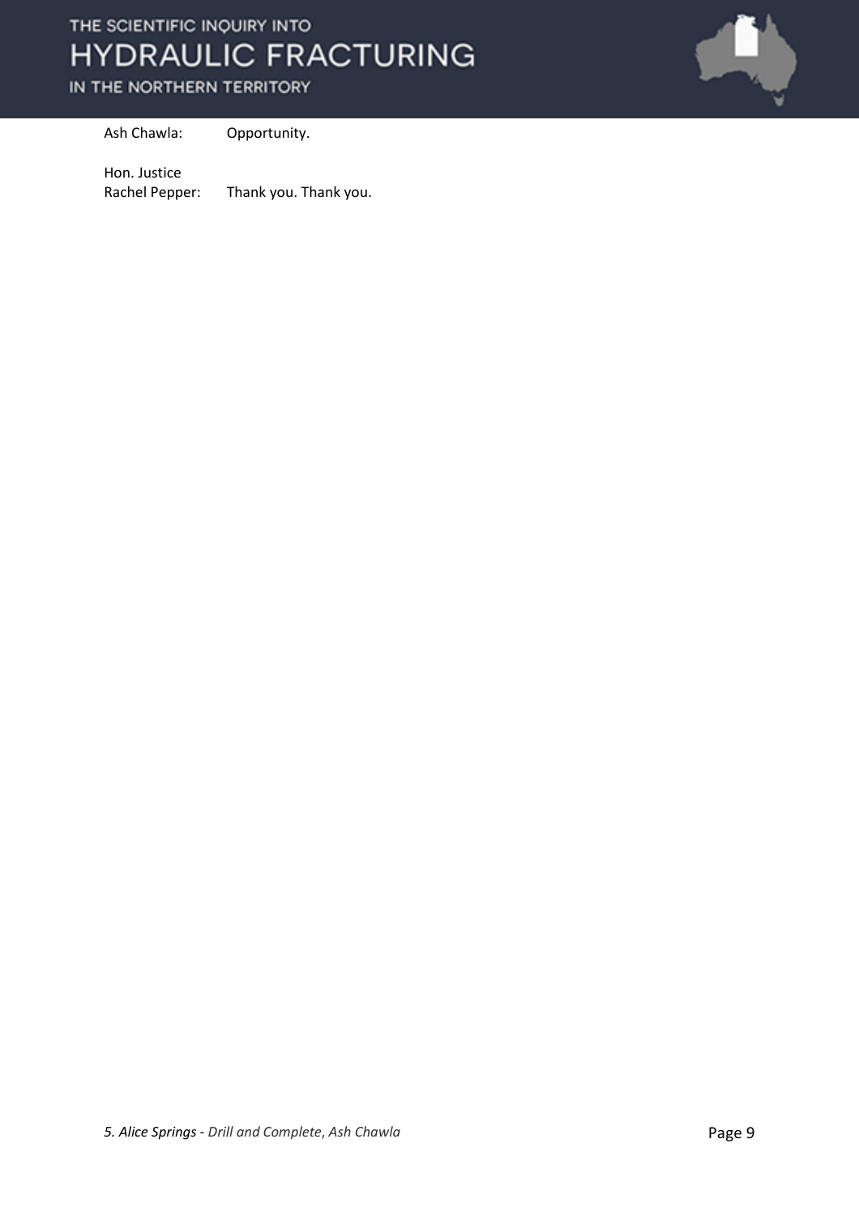Ash Chawla: Opportunity.

Hon. Justice Rachel Pepper: Thank you. Thank you.